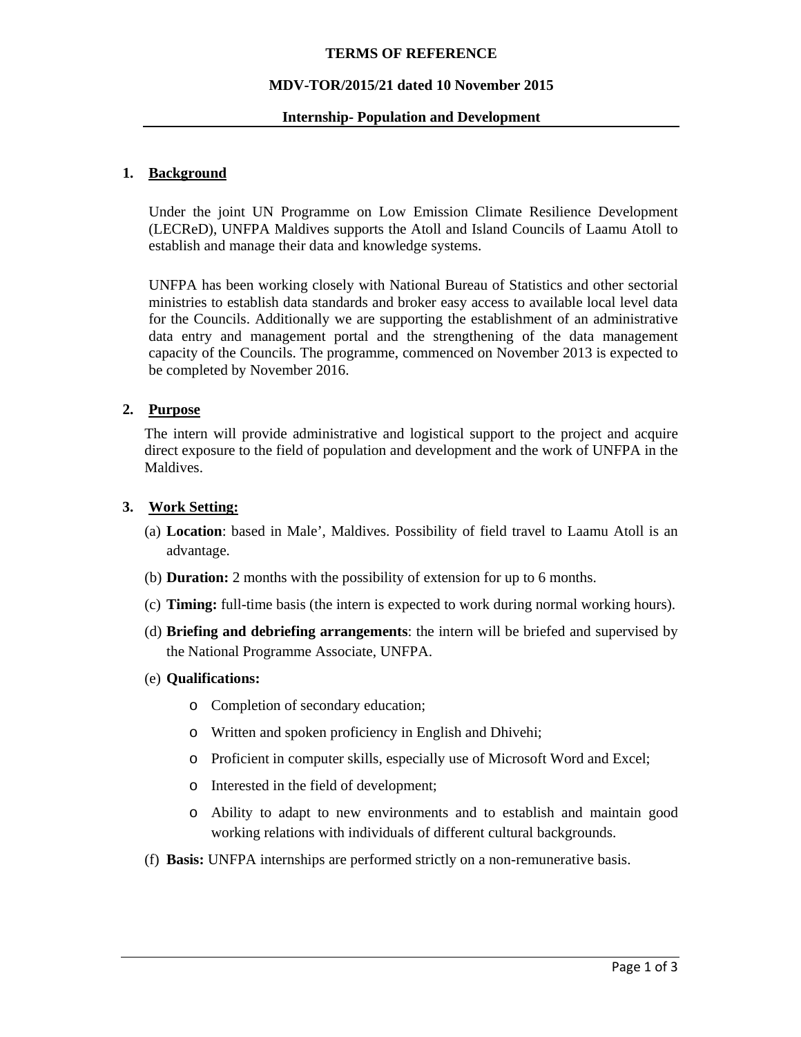**TERMS OF REFERENCE**

**MDV-TOR/2015/21 dated 10 November 2015**

**Internship- Population and Development**

## 1. Background

Under the joint UN Programme on Low Emission Climate Resilience Development (LECReD), UNFPA Maldives supports the Atoll and Island Councils of Laamu Atoll to establish and manage their data and knowledge systems.

UNFPA has been working closely with National Bureau of Statistics and other sectorial ministries to establish data standards and broker easy access to available local level data for the Councils. Additionally we are supporting the establishment of an administrative data entry and management portal and the strengthening of the data management capacity of the Councils. The programme, commenced on November 2013 is expected to be completed by November 2016.

## 2. Purpose

The intern will provide administrative and logistical support to the project and acquire direct exposure to the field of population and development and the work of UNFPA in the Maldives.

## 3. Work Setting:

(a) **Location**: based in Male', Maldives. Possibility of field travel to Laamu Atoll is an advantage.

(b) **Duration:** 2 months with the possibility of extension for up to 6 months.

(c) **Timing:** full-time basis (the intern is expected to work during normal working hours).

(d) **Briefing and debriefing arrangements**: the intern will be briefed and supervised by the National Programme Associate, UNFPA.

(e) **Qualifications:**

- Completion of secondary education;
- Written and spoken proficiency in English and Dhivehi;
- Proficient in computer skills, especially use of Microsoft Word and Excel;
- Interested in the field of development;
- Ability to adapt to new environments and to establish and maintain good working relations with individuals of different cultural backgrounds.

(f) **Basis:** UNFPA internships are performed strictly on a non-remunerative basis.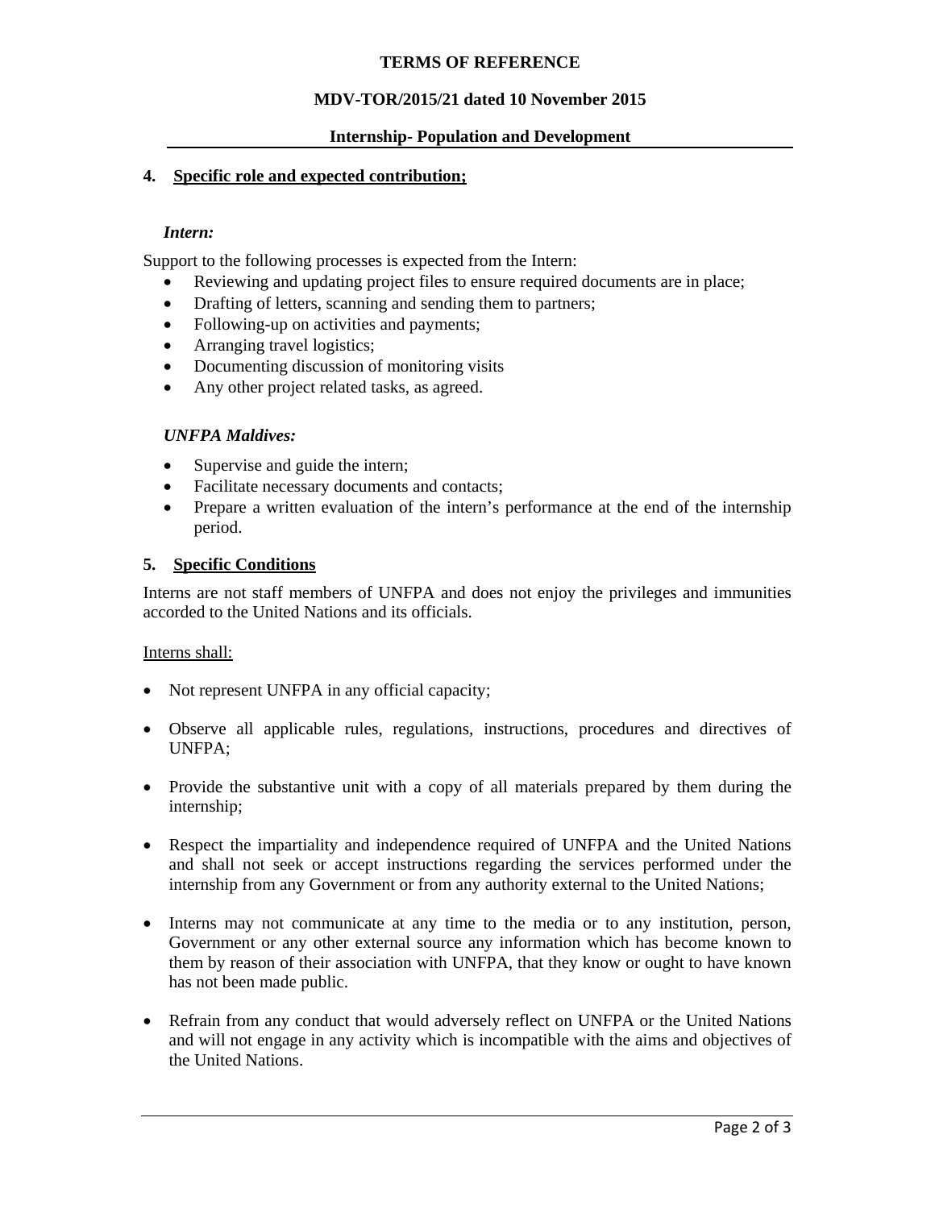**TERMS OF REFERENCE**

**MDV-TOR/2015/21 dated 10 November 2015**

**Internship- Population and Development**

## 4. Specific role and expected contribution;

***Intern:***

Support to the following processes is expected from the Intern:

- Reviewing and updating project files to ensure required documents are in place;
- Drafting of letters, scanning and sending them to partners;
- Following-up on activities and payments;
- Arranging travel logistics;
- Documenting discussion of monitoring visits
- Any other project related tasks, as agreed.

***UNFPA Maldives:***

- Supervise and guide the intern;
- Facilitate necessary documents and contacts;
- Prepare a written evaluation of the intern's performance at the end of the internship period.

## 5. Specific Conditions

Interns are not staff members of UNFPA and does not enjoy the privileges and immunities accorded to the United Nations and its officials.

Interns shall:

- Not represent UNFPA in any official capacity;
- Observe all applicable rules, regulations, instructions, procedures and directives of UNFPA;
- Provide the substantive unit with a copy of all materials prepared by them during the internship;
- Respect the impartiality and independence required of UNFPA and the United Nations and shall not seek or accept instructions regarding the services performed under the internship from any Government or from any authority external to the United Nations;
- Interns may not communicate at any time to the media or to any institution, person, Government or any other external source any information which has become known to them by reason of their association with UNFPA, that they know or ought to have known has not been made public.
- Refrain from any conduct that would adversely reflect on UNFPA or the United Nations and will not engage in any activity which is incompatible with the aims and objectives of the United Nations.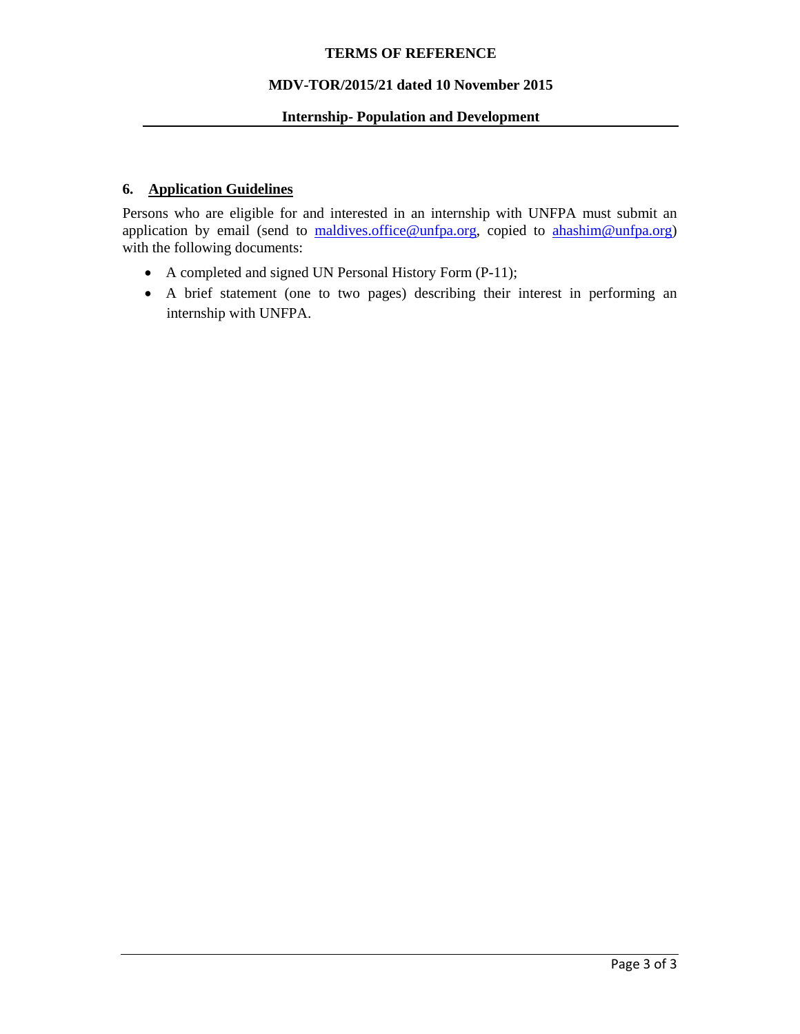## 6. Application Guidelines

Persons who are eligible for and interested in an internship with UNFPA must submit an application by email (send to maldives.office@unfpa.org, copied to ahashim@unfpa.org) with the following documents:

- A completed and signed UN Personal History Form (P-11);
- A brief statement (one to two pages) describing their interest in performing an internship with UNFPA.